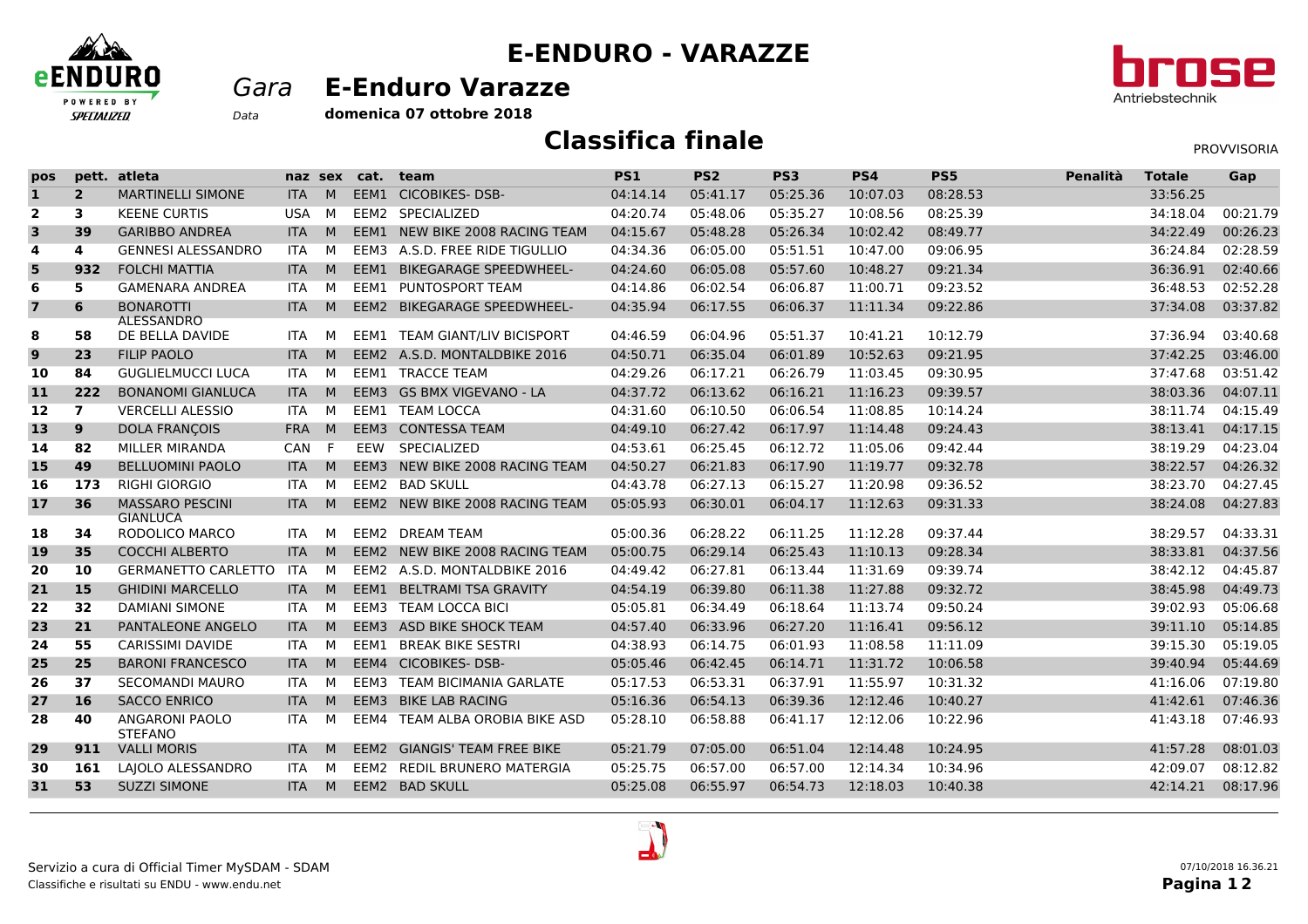# E-ENDURO - VARAZZE

*Gara* **E-Enduro Varazze**

*Data* **domenica 07 ottobre 2018**

## Classifica finale

PROVVISORIA

| pos | pett. | atleta | naz | sex | cat. | team | PS1 | PS2 | PS3 | PS4 | PS5 | Penalità | Totale | Gap |
|---|---|---|---|---|---|---|---|---|---|---|---|---|---|---|
| 1 | 2 | MARTINELLI SIMONE | ITA | M | EEM1 | CICOBIKES- DSB- | 04:14.14 | 05:41.17 | 05:25.36 | 10:07.03 | 08:28.53 | | 33:56.25 | |
| 2 | 3 | KEENE CURTIS | USA | M | EEM2 | SPECIALIZED | 04:20.74 | 05:48.06 | 05:35.27 | 10:08.56 | 08:25.39 | | 34:18.04 | 00:21.79 |
| 3 | 39 | GARIBBO ANDREA | ITA | M | EEM1 | NEW BIKE 2008 RACING TEAM | 04:15.67 | 05:48.28 | 05:26.34 | 10:02.42 | 08:49.77 | | 34:22.49 | 00:26.23 |
| 4 | 4 | GENNESI ALESSANDRO | ITA | M | EEM3 | A.S.D. FREE RIDE TIGULLIO | 04:34.36 | 06:05.00 | 05:51.51 | 10:47.00 | 09:06.95 | | 36:24.84 | 02:28.59 |
| 5 | 932 | FOLCHI MATTIA | ITA | M | EEM1 | BIKEGARAGE SPEEDWHEEL- | 04:24.60 | 06:05.08 | 05:57.60 | 10:48.27 | 09:21.34 | | 36:36.91 | 02:40.66 |
| 6 | 5 | GAMENARA ANDREA | ITA | M | EEM1 | PUNTOSPORT TEAM | 04:14.86 | 06:02.54 | 06:06.87 | 11:00.71 | 09:23.52 | | 36:48.53 | 02:52.28 |
| 7 | 6 | BONAROTTI ALESSANDRO | ITA | M | EEM2 | BIKEGARAGE SPEEDWHEEL- | 04:35.94 | 06:17.55 | 06:06.37 | 11:11.34 | 09:22.86 | | 37:34.08 | 03:37.82 |
| 8 | 58 | DE BELLA DAVIDE | ITA | M | EEM1 | TEAM GIANT/LIV BICISPORT | 04:46.59 | 06:04.96 | 05:51.37 | 10:41.21 | 10:12.79 | | 37:36.94 | 03:40.68 |
| 9 | 23 | FILIP PAOLO | ITA | M | EEM2 | A.S.D. MONTALDBIKE 2016 | 04:50.71 | 06:35.04 | 06:01.89 | 10:52.63 | 09:21.95 | | 37:42.25 | 03:46.00 |
| 10 | 84 | GUGLIELMUCCI LUCA | ITA | M | EEM1 | TRACCE TEAM | 04:29.26 | 06:17.21 | 06:26.79 | 11:03.45 | 09:30.95 | | 37:47.68 | 03:51.42 |
| 11 | 222 | BONANOMI GIANLUCA | ITA | M | EEM3 | GS BMX VIGEVANO - LA | 04:37.72 | 06:13.62 | 06:16.21 | 11:16.23 | 09:39.57 | | 38:03.36 | 04:07.11 |
| 12 | 7 | VERCELLI ALESSIO | ITA | M | EEM1 | TEAM LOCCA | 04:31.60 | 06:10.50 | 06:06.54 | 11:08.85 | 10:14.24 | | 38:11.74 | 04:15.49 |
| 13 | 9 | DOLA FRANÇOIS | FRA | M | EEM3 | CONTESSA TEAM | 04:49.10 | 06:27.42 | 06:17.97 | 11:14.48 | 09:24.43 | | 38:13.41 | 04:17.15 |
| 14 | 82 | MILLER MIRANDA | CAN | F | EEW | SPECIALIZED | 04:53.61 | 06:25.45 | 06:12.72 | 11:05.06 | 09:42.44 | | 38:19.29 | 04:23.04 |
| 15 | 49 | BELLUOMINI PAOLO | ITA | M | EEM3 | NEW BIKE 2008 RACING TEAM | 04:50.27 | 06:21.83 | 06:17.90 | 11:19.77 | 09:32.78 | | 38:22.57 | 04:26.32 |
| 16 | 173 | RIGHI GIORGIO | ITA | M | EEM2 | BAD SKULL | 04:43.78 | 06:27.13 | 06:15.27 | 11:20.98 | 09:36.52 | | 38:23.70 | 04:27.45 |
| 17 | 36 | MASSARO PESCINI GIANLUCA | ITA | M | EEM2 | NEW BIKE 2008 RACING TEAM | 05:05.93 | 06:30.01 | 06:04.17 | 11:12.63 | 09:31.33 | | 38:24.08 | 04:27.83 |
| 18 | 34 | RODOLICO MARCO | ITA | M | EEM2 | DREAM TEAM | 05:00.36 | 06:28.22 | 06:11.25 | 11:12.28 | 09:37.44 | | 38:29.57 | 04:33.31 |
| 19 | 35 | COCCHI ALBERTO | ITA | M | EEM2 | NEW BIKE 2008 RACING TEAM | 05:00.75 | 06:29.14 | 06:25.43 | 11:10.13 | 09:28.34 | | 38:33.81 | 04:37.56 |
| 20 | 10 | GERMANETTO CARLETTO | ITA | M | EEM2 | A.S.D. MONTALDBIKE 2016 | 04:49.42 | 06:27.81 | 06:13.44 | 11:31.69 | 09:39.74 | | 38:42.12 | 04:45.87 |
| 21 | 15 | GHIDINI MARCELLO | ITA | M | EEM1 | BELTRAMI TSA GRAVITY | 04:54.19 | 06:39.80 | 06:11.38 | 11:27.88 | 09:32.72 | | 38:45.98 | 04:49.73 |
| 22 | 32 | DAMIANI SIMONE | ITA | M | EEM3 | TEAM LOCCA BICI | 05:05.81 | 06:34.49 | 06:18.64 | 11:13.74 | 09:50.24 | | 39:02.93 | 05:06.68 |
| 23 | 21 | PANTALEONE ANGELO | ITA | M | EEM3 | ASD BIKE SHOCK TEAM | 04:57.40 | 06:33.96 | 06:27.20 | 11:16.41 | 09:56.12 | | 39:11.10 | 05:14.85 |
| 24 | 55 | CARISSIMI DAVIDE | ITA | M | EEM1 | BREAK BIKE SESTRI | 04:38.93 | 06:14.75 | 06:01.93 | 11:08.58 | 11:11.09 | | 39:15.30 | 05:19.05 |
| 25 | 25 | BARONI FRANCESCO | ITA | M | EEM4 | CICOBIKES- DSB- | 05:05.46 | 06:42.45 | 06:14.71 | 11:31.72 | 10:06.58 | | 39:40.94 | 05:44.69 |
| 26 | 37 | SECOMANDI MAURO | ITA | M | EEM3 | TEAM BICIMANIA GARLATE | 05:17.53 | 06:53.31 | 06:37.91 | 11:55.97 | 10:31.32 | | 41:16.06 | 07:19.80 |
| 27 | 16 | SACCO ENRICO | ITA | M | EEM3 | BIKE LAB RACING | 05:16.36 | 06:54.13 | 06:39.36 | 12:12.46 | 10:40.27 | | 41:42.61 | 07:46.36 |
| 28 | 40 | ANGARONI PAOLO STEFANO | ITA | M | EEM4 | TEAM ALBA OROBIA BIKE ASD | 05:28.10 | 06:58.88 | 06:41.17 | 12:12.06 | 10:22.96 | | 41:43.18 | 07:46.93 |
| 29 | 911 | VALLI MORIS | ITA | M | EEM2 | GIANGIS' TEAM FREE BIKE | 05:21.79 | 07:05.00 | 06:51.04 | 12:14.48 | 10:24.95 | | 41:57.28 | 08:01.03 |
| 30 | 161 | LAJOLO ALESSANDRO | ITA | M | EEM2 | REDIL BRUNERO MATERGIA | 05:25.75 | 06:57.00 | 06:57.00 | 12:14.34 | 10:34.96 | | 42:09.07 | 08:12.82 |
| 31 | 53 | SUZZI SIMONE | ITA | M | EEM2 | BAD SKULL | 05:25.08 | 06:55.97 | 06:54.73 | 12:18.03 | 10:40.38 | | 42:14.21 | 08:17.96 |

Servizio a cura di Official Timer MySDAM - SDAM
Classifiche e risultati su ENDU - www.endu.net

07/10/2018 16.36.21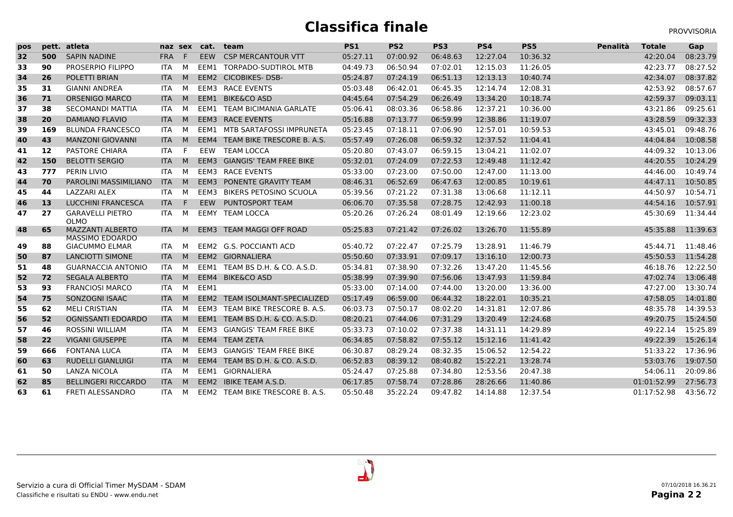# Classifica finale

PROVVISORIA

| pos | pett. | atleta | naz | sex | cat. | team | PS1 | PS2 | PS3 | PS4 | PS5 | Penalità | Totale | Gap |
|---|---|---|---|---|---|---|---|---|---|---|---|---|---|---|
| 32 | 500 | SAPIN NADINE | FRA | F | EEW | CSP MERCANTOUR VTT | 05:27.11 | 07:00.92 | 06:48.63 | 12:27.04 | 10:36.32 | | 42:20.04 | 08:23.79 |
| 33 | 90 | PROSERPIO FILIPPO | ITA | M | EEM1 | TORPADO-SUDTIROL MTB | 04:49.73 | 06:50.94 | 07:02.01 | 12:15.03 | 11:26.05 | | 42:23.77 | 08:27.52 |
| 34 | 26 | POLETTI BRIAN | ITA | M | EEM2 | CICOBIKES- DSB- | 05:24.87 | 07:24.19 | 06:51.13 | 12:13.13 | 10:40.74 | | 42:34.07 | 08:37.82 |
| 35 | 31 | GIANNI ANDREA | ITA | M | EEM3 | RACE EVENTS | 05:03.48 | 06:42.01 | 06:45.35 | 12:14.74 | 12:08.31 | | 42:53.92 | 08:57.67 |
| 36 | 71 | ORSENIGO MARCO | ITA | M | EEM1 | BIKE&CO ASD | 04:45.64 | 07:54.29 | 06:26.49 | 13:34.20 | 10:18.74 | | 42:59.37 | 09:03.11 |
| 37 | 38 | SECOMANDI MATTIA | ITA | M | EEM1 | TEAM BICIMANIA GARLATE | 05:06.41 | 08:03.36 | 06:58.86 | 12:37.21 | 10:36.00 | | 43:21.86 | 09:25.61 |
| 38 | 20 | DAMIANO FLAVIO | ITA | M | EEM3 | RACE EVENTS | 05:16.88 | 07:13.77 | 06:59.99 | 12:38.86 | 11:19.07 | | 43:28.59 | 09:32.33 |
| 39 | 169 | BLUNDA FRANCESCO | ITA | M | EEM1 | MTB SARTAFOSSI IMPRUNETA | 05:23.45 | 07:18.11 | 07:06.90 | 12:57.01 | 10:59.53 | | 43:45.01 | 09:48.76 |
| 40 | 43 | MANZONI GIOVANNI | ITA | M | EEM4 | TEAM BIKE TRESCORE B. A.S. | 05:57.49 | 07:26.08 | 06:59.32 | 12:37.52 | 11:04.41 | | 44:04.84 | 10:08.58 |
| 41 | 12 | PASTORE CHIARA | ITA | F | EEW | TEAM LOCCA | 05:20.80 | 07:43.07 | 06:59.15 | 13:04.21 | 11:02.07 | | 44:09.32 | 10:13.06 |
| 42 | 150 | BELOTTI SERGIO | ITA | M | EEM3 | GIANGIS' TEAM FREE BIKE | 05:32.01 | 07:24.09 | 07:22.53 | 12:49.48 | 11:12.42 | | 44:20.55 | 10:24.29 |
| 43 | 777 | PERIN LIVIO | ITA | M | EEM3 | RACE EVENTS | 05:33.00 | 07:23.00 | 07:50.00 | 12:47.00 | 11:13.00 | | 44:46.00 | 10:49.74 |
| 44 | 70 | PAROLINI MASSIMILIANO | ITA | M | EEM3 | PONENTE GRAVITY TEAM | 08:46.31 | 06:52.69 | 06:47.63 | 12:00.85 | 10:19.61 | | 44:47.11 | 10:50.85 |
| 45 | 44 | LAZZARI ALEX | ITA | M | EEM3 | BIKERS PETOSINO SCUOLA | 05:39.56 | 07:21.22 | 07:31.38 | 13:06.68 | 11:12.11 | | 44:50.97 | 10:54.71 |
| 46 | 13 | LUCCHINI FRANCESCA | ITA | F | EEW | PUNTOSPORT TEAM | 06:06.70 | 07:35.58 | 07:28.75 | 12:42.93 | 11:00.18 | | 44:54.16 | 10:57.91 |
| 47 | 27 | GARAVELLI PIETRO OLMO | ITA | M | EEMY | TEAM LOCCA | 05:20.26 | 07:26.24 | 08:01.49 | 12:19.66 | 12:23.02 | | 45:30.69 | 11:34.44 |
| 48 | 65 | MAZZANTI ALBERTO | ITA | M | EEM3 | TEAM MAGGI OFF ROAD | 05:25.83 | 07:21.42 | 07:26.02 | 13:26.70 | 11:55.89 | | 45:35.88 | 11:39.63 |
| 49 | 88 | MASSIMO EDOARDO GIACUMMO ELMAR | ITA | M | EEM2 | G.S. POCCIANTI ACD | 05:40.72 | 07:22.47 | 07:25.79 | 13:28.91 | 11:46.79 | | 45:44.71 | 11:48.46 |
| 50 | 87 | LANCIOTTI SIMONE | ITA | M | EEM2 | GIORNALIERA | 05:50.60 | 07:33.91 | 07:09.17 | 13:16.10 | 12:00.73 | | 45:50.53 | 11:54.28 |
| 51 | 48 | GUARNACCIA ANTONIO | ITA | M | EEM1 | TEAM BS D.H. & CO. A.S.D. | 05:34.81 | 07:38.90 | 07:32.26 | 13:47.20 | 11:45.56 | | 46:18.76 | 12:22.50 |
| 52 | 72 | SEGALA ALBERTO | ITA | M | EEM4 | BIKE&CO ASD | 05:38.99 | 07:39.90 | 07:56.06 | 13:47.93 | 11:59.84 | | 47:02.74 | 13:06.48 |
| 53 | 93 | FRANCIOSI MARCO | ITA | M | EEM1 | | 05:33.00 | 07:14.00 | 07:44.00 | 13:20.00 | 13:36.00 | | 47:27.00 | 13:30.74 |
| 54 | 75 | SONZOGNI ISAAC | ITA | M | EEM2 | TEAM ISOLMANT-SPECIALIZED | 05:17.49 | 06:59.00 | 06:44.32 | 18:22.01 | 10:35.21 | | 47:58.05 | 14:01.80 |
| 55 | 62 | MELI CRISTIAN | ITA | M | EEM3 | TEAM BIKE TRESCORE B. A.S. | 06:03.73 | 07:50.17 | 08:02.20 | 14:31.81 | 12:07.86 | | 48:35.78 | 14:39.53 |
| 56 | 52 | OGNISSANTI EDOARDO | ITA | M | EEM1 | TEAM BS D.H. & CO. A.S.D. | 08:20.21 | 07:44.06 | 07:31.29 | 13:20.49 | 12:24.68 | | 49:20.75 | 15:24.50 |
| 57 | 46 | ROSSINI WILLIAM | ITA | M | EEM3 | GIANGIS' TEAM FREE BIKE | 05:33.73 | 07:10.02 | 07:37.38 | 14:31.11 | 14:29.89 | | 49:22.14 | 15:25.89 |
| 58 | 22 | VIGANI GIUSEPPE | ITA | M | EEM4 | TEAM ZETA | 06:34.85 | 07:58.82 | 07:55.12 | 15:12.16 | 11:41.42 | | 49:22.39 | 15:26.14 |
| 59 | 666 | FONTANA LUCA | ITA | M | EEM3 | GIANGIS' TEAM FREE BIKE | 06:30.87 | 08:29.24 | 08:32.35 | 15:06.52 | 12:54.22 | | 51:33.22 | 17:36.96 |
| 60 | 63 | RUDELLI GIANLUIGI | ITA | M | EEM4 | TEAM BS D.H. & CO. A.S.D. | 06:52.83 | 08:39.12 | 08:40.82 | 15:22.21 | 13:28.74 | | 53:03.76 | 19:07.50 |
| 61 | 50 | LANZA NICOLA | ITA | M | EEM1 | GIORNALIERA | 05:24.47 | 07:25.88 | 07:34.80 | 12:53.56 | 20:47.38 | | 54:06.11 | 20:09.86 |
| 62 | 85 | BELLINGERI RICCARDO | ITA | M | EEM2 | IBIKE TEAM A.S.D. | 06:17.85 | 07:58.74 | 07:28.86 | 28:26.66 | 11:40.86 | | 01:01:52.99 | 27:56.73 |
| 63 | 61 | FRETI ALESSANDRO | ITA | M | EEM2 | TEAM BIKE TRESCORE B. A.S. | 05:50.48 | 35:22.24 | 09:47.82 | 14:14.88 | 12:37.54 | | 01:17:52.98 | 43:56.72 |

Servizio a cura di Official Timer MySDAM - SDAM
Classifiche e risultati su ENDU - www.endu.net

07/10/2018 16.36.21